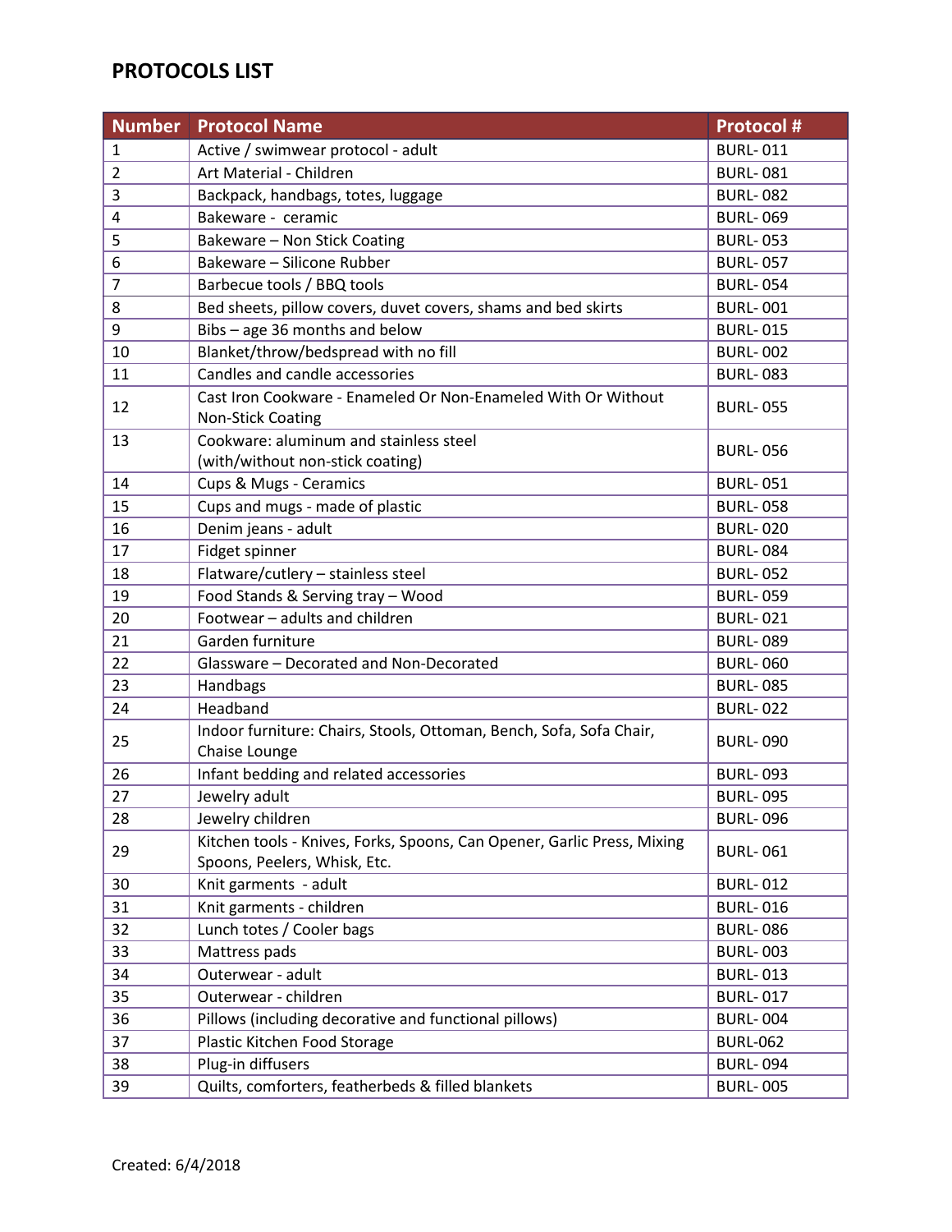# PROTOCOLS LIST

| Number | Protocol Name | Protocol # |
|---|---|---|
| 1 | Active / swimwear protocol - adult | BURL- 011 |
| 2 | Art Material - Children | BURL- 081 |
| 3 | Backpack, handbags, totes, luggage | BURL- 082 |
| 4 | Bakeware - ceramic | BURL- 069 |
| 5 | Bakeware – Non Stick Coating | BURL- 053 |
| 6 | Bakeware – Silicone Rubber | BURL- 057 |
| 7 | Barbecue tools / BBQ tools | BURL- 054 |
| 8 | Bed sheets, pillow covers, duvet covers, shams and bed skirts | BURL- 001 |
| 9 | Bibs – age 36 months and below | BURL- 015 |
| 10 | Blanket/throw/bedspread with no fill | BURL- 002 |
| 11 | Candles and candle accessories | BURL- 083 |
| 12 | Cast Iron Cookware - Enameled Or Non-Enameled With Or Without Non-Stick Coating | BURL- 055 |
| 13 | Cookware: aluminum and stainless steel (with/without non-stick coating) | BURL- 056 |
| 14 | Cups & Mugs - Ceramics | BURL- 051 |
| 15 | Cups and mugs - made of plastic | BURL- 058 |
| 16 | Denim jeans - adult | BURL- 020 |
| 17 | Fidget spinner | BURL- 084 |
| 18 | Flatware/cutlery – stainless steel | BURL- 052 |
| 19 | Food Stands & Serving tray – Wood | BURL- 059 |
| 20 | Footwear – adults and children | BURL- 021 |
| 21 | Garden furniture | BURL- 089 |
| 22 | Glassware – Decorated and Non-Decorated | BURL- 060 |
| 23 | Handbags | BURL- 085 |
| 24 | Headband | BURL- 022 |
| 25 | Indoor furniture: Chairs, Stools, Ottoman, Bench, Sofa, Sofa Chair, Chaise Lounge | BURL- 090 |
| 26 | Infant bedding and related accessories | BURL- 093 |
| 27 | Jewelry adult | BURL- 095 |
| 28 | Jewelry children | BURL- 096 |
| 29 | Kitchen tools - Knives, Forks, Spoons, Can Opener, Garlic Press, Mixing Spoons, Peelers, Whisk, Etc. | BURL- 061 |
| 30 | Knit garments - adult | BURL- 012 |
| 31 | Knit garments - children | BURL- 016 |
| 32 | Lunch totes / Cooler bags | BURL- 086 |
| 33 | Mattress pads | BURL- 003 |
| 34 | Outerwear - adult | BURL- 013 |
| 35 | Outerwear - children | BURL- 017 |
| 36 | Pillows (including decorative and functional pillows) | BURL- 004 |
| 37 | Plastic Kitchen Food Storage | BURL-062 |
| 38 | Plug-in diffusers | BURL- 094 |
| 39 | Quilts, comforters, featherbeds & filled blankets | BURL- 005 |

Created: 6/4/2018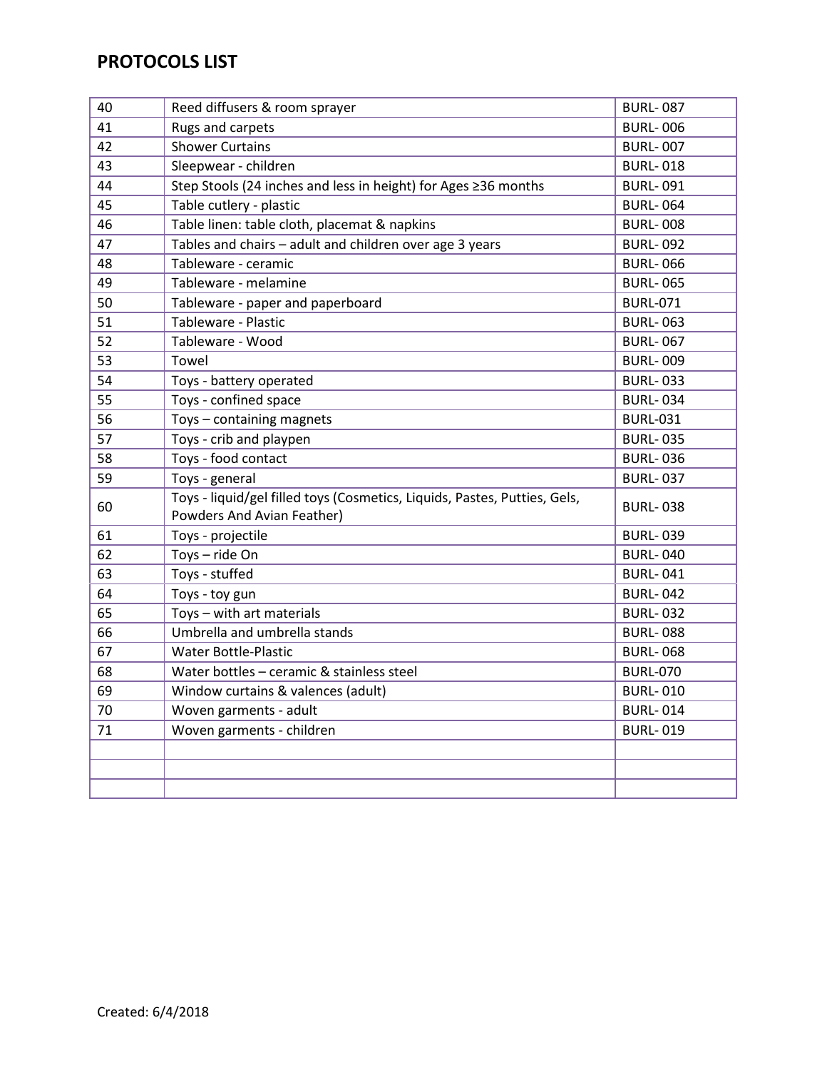## PROTOCOLS LIST

| | | |
|---|---|---|
| 40 | Reed diffusers & room sprayer | BURL- 087 |
| 41 | Rugs and carpets | BURL- 006 |
| 42 | Shower Curtains | BURL- 007 |
| 43 | Sleepwear - children | BURL- 018 |
| 44 | Step Stools (24 inches and less in height) for Ages ≥36 months | BURL- 091 |
| 45 | Table cutlery - plastic | BURL- 064 |
| 46 | Table linen: table cloth, placemat & napkins | BURL- 008 |
| 47 | Tables and chairs – adult and children over age 3 years | BURL- 092 |
| 48 | Tableware - ceramic | BURL- 066 |
| 49 | Tableware - melamine | BURL- 065 |
| 50 | Tableware - paper and paperboard | BURL-071 |
| 51 | Tableware - Plastic | BURL- 063 |
| 52 | Tableware - Wood | BURL- 067 |
| 53 | Towel | BURL- 009 |
| 54 | Toys - battery operated | BURL- 033 |
| 55 | Toys - confined space | BURL- 034 |
| 56 | Toys – containing magnets | BURL-031 |
| 57 | Toys - crib and playpen | BURL- 035 |
| 58 | Toys - food contact | BURL- 036 |
| 59 | Toys - general | BURL- 037 |
| 60 | Toys - liquid/gel filled toys (Cosmetics, Liquids, Pastes, Putties, Gels, Powders And Avian Feather) | BURL- 038 |
| 61 | Toys - projectile | BURL- 039 |
| 62 | Toys – ride On | BURL- 040 |
| 63 | Toys - stuffed | BURL- 041 |
| 64 | Toys - toy gun | BURL- 042 |
| 65 | Toys – with art materials | BURL- 032 |
| 66 | Umbrella and umbrella stands | BURL- 088 |
| 67 | Water Bottle-Plastic | BURL- 068 |
| 68 | Water bottles – ceramic & stainless steel | BURL-070 |
| 69 | Window curtains & valences (adult) | BURL- 010 |
| 70 | Woven garments - adult | BURL- 014 |
| 71 | Woven garments - children | BURL- 019 |
| | | |
| | | |
| | | |

Created: 6/4/2018